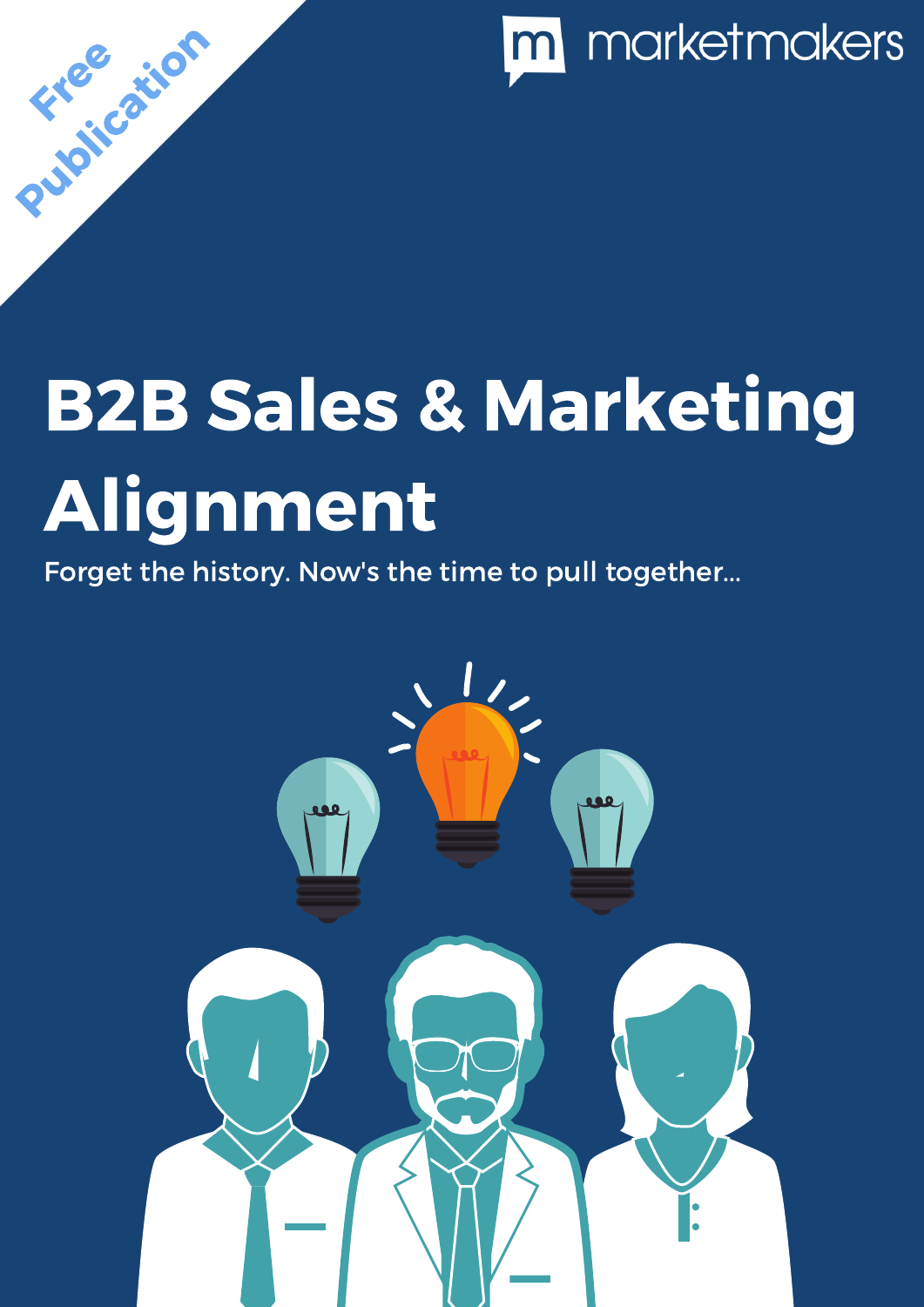Free Publication

marketmakers

# B2B Sales & Marketing Alignment

Forget the history. Now's the time to pull together...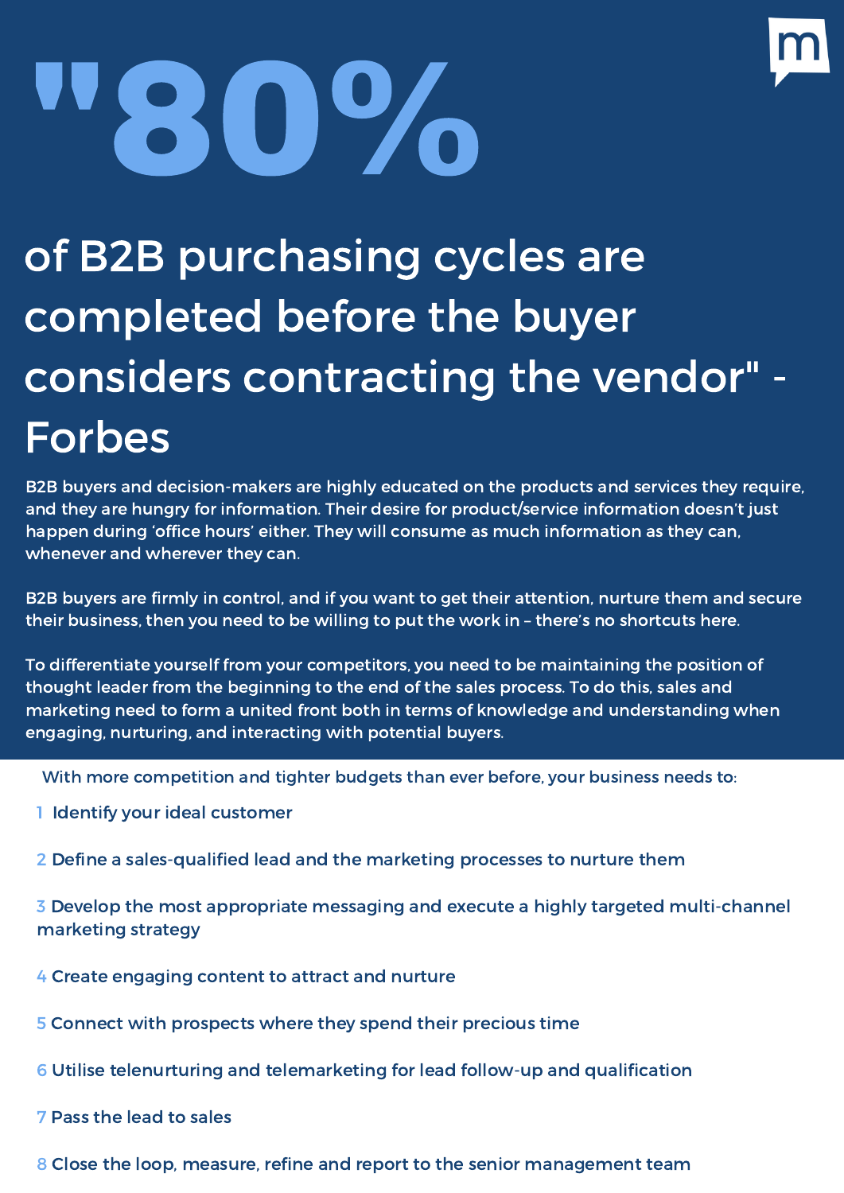# "80% of B2B purchasing cycles are completed before the buyer considers contracting the vendor" - Forbes

B2B buyers and decision-makers are highly educated on the products and services they require, and they are hungry for information. Their desire for product/service information doesn't just happen during 'office hours' either. They will consume as much information as they can, whenever and wherever they can.

B2B buyers are firmly in control, and if you want to get their attention, nurture them and secure their business, then you need to be willing to put the work in – there's no shortcuts here.

To differentiate yourself from your competitors, you need to be maintaining the position of thought leader from the beginning to the end of the sales process. To do this, sales and marketing need to form a united front both in terms of knowledge and understanding when engaging, nurturing, and interacting with potential buyers.

With more competition and tighter budgets than ever before, your business needs to:

1. Identify your ideal customer
2. Define a sales-qualified lead and the marketing processes to nurture them
3. Develop the most appropriate messaging and execute a highly targeted multi-channel marketing strategy
4. Create engaging content to attract and nurture
5. Connect with prospects where they spend their precious time
6. Utilise telenurturing and telemarketing for lead follow-up and qualification
7. Pass the lead to sales
8. Close the loop, measure, refine and report to the senior management team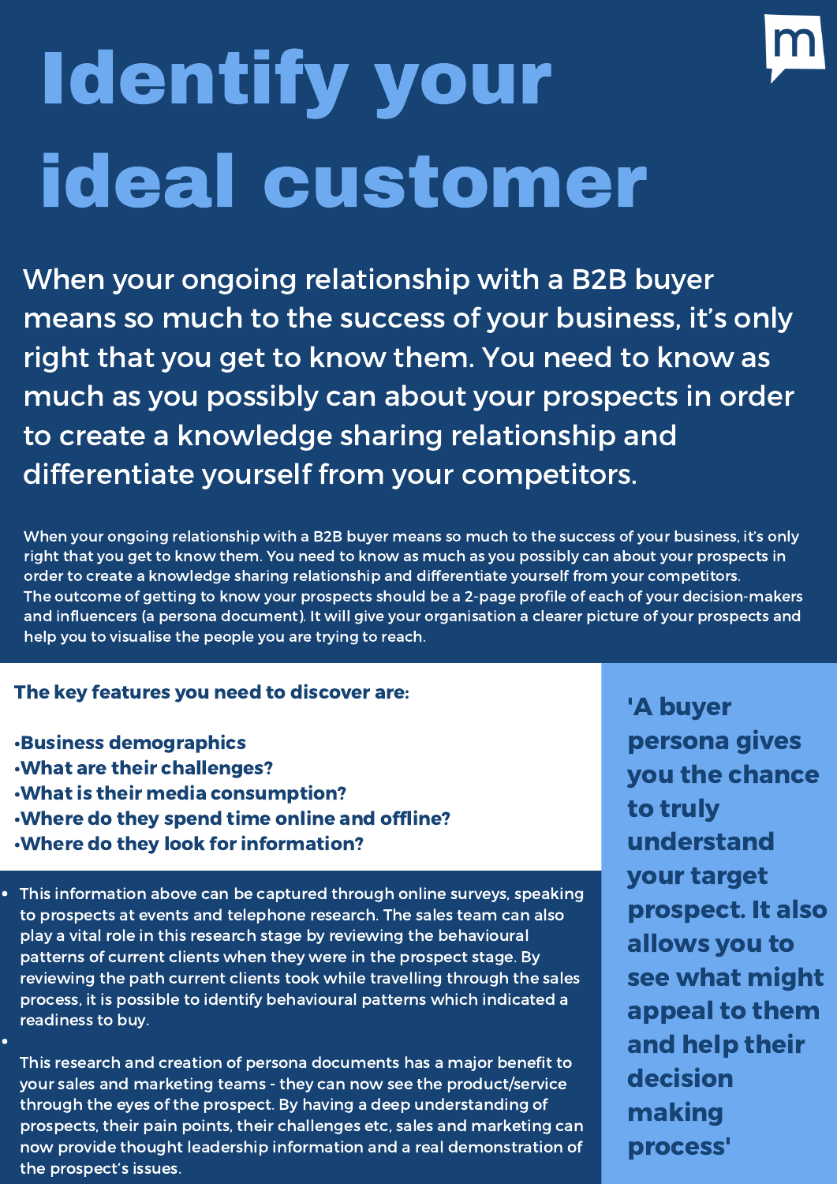# Identify your ideal customer

When your ongoing relationship with a B2B buyer means so much to the success of your business, it's only right that you get to know them. You need to know as much as you possibly can about your prospects in order to create a knowledge sharing relationship and differentiate yourself from your competitors.

When your ongoing relationship with a B2B buyer means so much to the success of your business, it's only right that you get to know them. You need to know as much as you possibly can about your prospects in order to create a knowledge sharing relationship and differentiate yourself from your competitors.
The outcome of getting to know your prospects should be a 2-page profile of each of your decision-makers and influencers (a persona document). It will give your organisation a clearer picture of your prospects and help you to visualise the people you are trying to reach.

**The key features you need to discover are:**

- **Business demographics**
- **What are their challenges?**
- **What is their media consumption?**
- **Where do they spend time online and offline?**
- **Where do they look for information?**

- This information above can be captured through online surveys, speaking to prospects at events and telephone research. The sales team can also play a vital role in this research stage by reviewing the behavioural patterns of current clients when they were in the prospect stage. By reviewing the path current clients took while travelling through the sales process, it is possible to identify behavioural patterns which indicated a readiness to buy.
- This research and creation of persona documents has a major benefit to your sales and marketing teams - they can now see the product/service through the eyes of the prospect. By having a deep understanding of prospects, their pain points, their challenges etc, sales and marketing can now provide thought leadership information and a real demonstration of the prospect's issues.

**'A buyer persona gives you the chance to truly understand your target prospect. It also allows you to see what might appeal to them and help their decision making process'**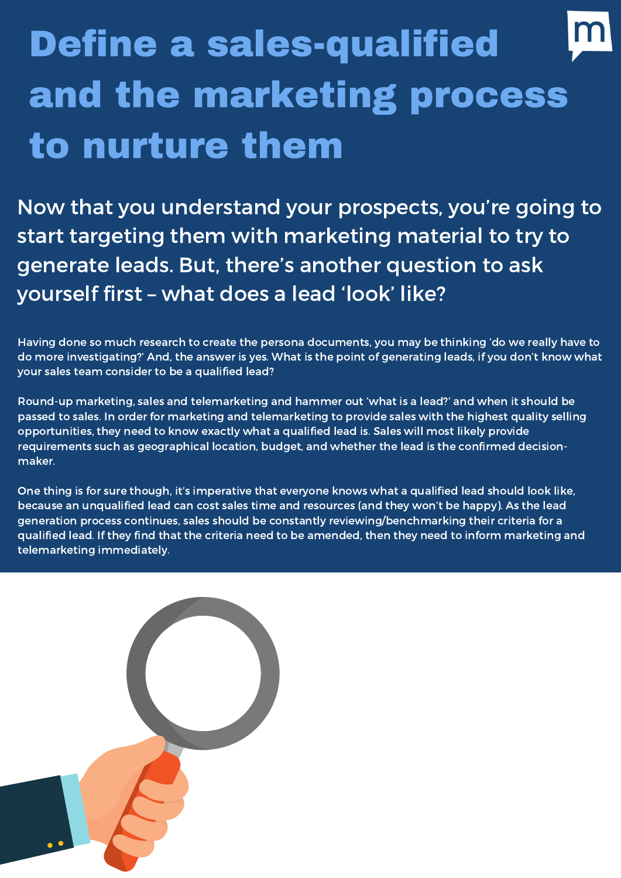# Define a sales-qualified and the marketing process to nurture them

Now that you understand your prospects, you're going to start targeting them with marketing material to try to generate leads. But, there's another question to ask yourself first – what does a lead 'look' like?

Having done so much research to create the persona documents, you may be thinking 'do we really have to do more investigating?' And, the answer is yes. What is the point of generating leads, if you don't know what your sales team consider to be a qualified lead?

Round-up marketing, sales and telemarketing and hammer out 'what is a lead?' and when it should be passed to sales. In order for marketing and telemarketing to provide sales with the highest quality selling opportunities, they need to know exactly what a qualified lead is. Sales will most likely provide requirements such as geographical location, budget, and whether the lead is the confirmed decision-maker.

One thing is for sure though, it's imperative that everyone knows what a qualified lead should look like, because an unqualified lead can cost sales time and resources (and they won't be happy). As the lead generation process continues, sales should be constantly reviewing/benchmarking their criteria for a qualified lead. If they find that the criteria need to be amended, then they need to inform marketing and telemarketing immediately.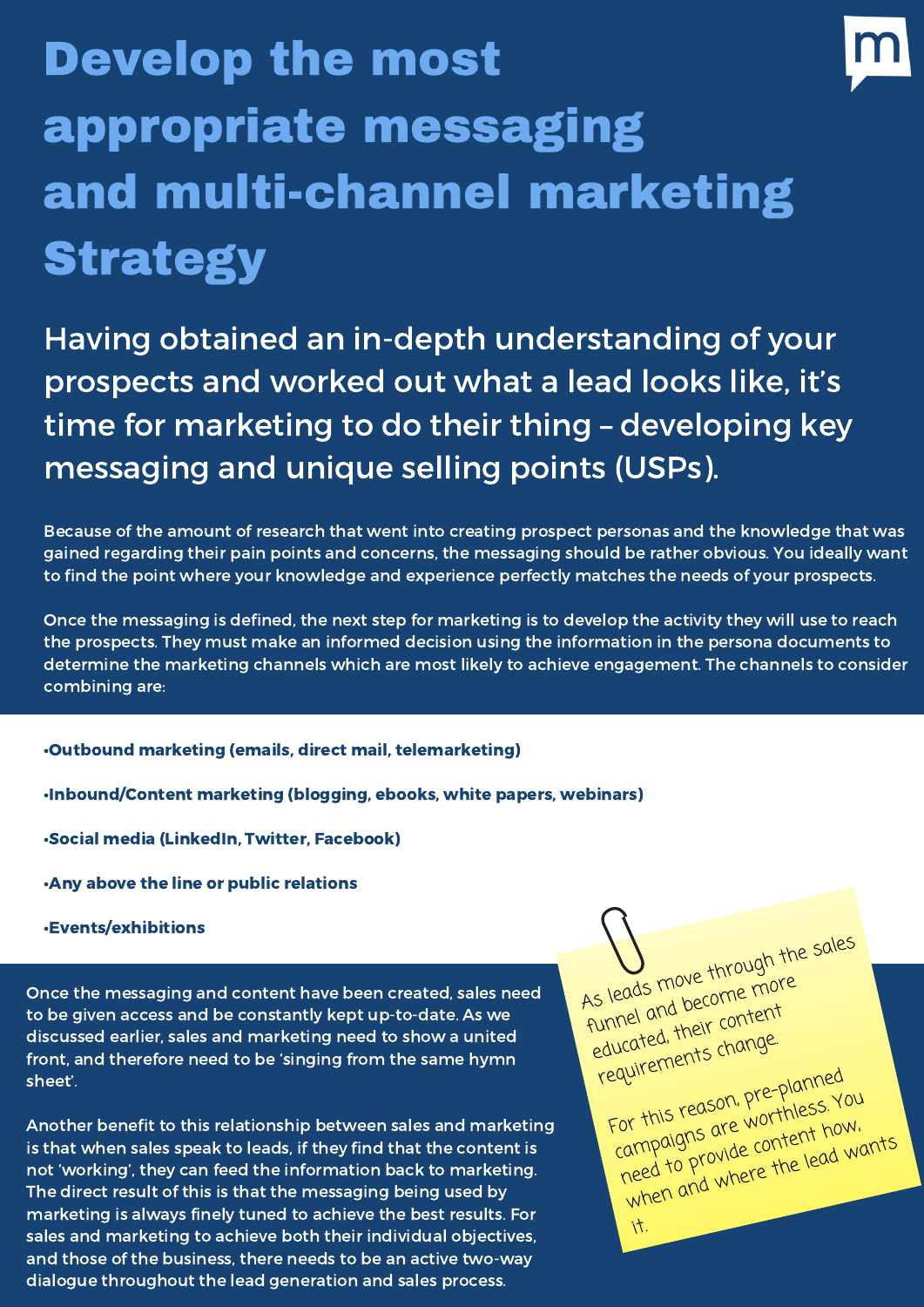# Develop the most appropriate messaging and multi-channel marketing Strategy

## Having obtained an in-depth understanding of your prospects and worked out what a lead looks like, it's time for marketing to do their thing – developing key messaging and unique selling points (USPs).

Because of the amount of research that went into creating prospect personas and the knowledge that was gained regarding their pain points and concerns, the messaging should be rather obvious. You ideally want to find the point where your knowledge and experience perfectly matches the needs of your prospects.

Once the messaging is defined, the next step for marketing is to develop the activity they will use to reach the prospects. They must make an informed decision using the information in the persona documents to determine the marketing channels which are most likely to achieve engagement. The channels to consider combining are:

- **Outbound marketing (emails, direct mail, telemarketing)**
- **Inbound/Content marketing (blogging, ebooks, white papers, webinars)**
- **Social media (LinkedIn, Twitter, Facebook)**
- **Any above the line or public relations**
- **Events/exhibitions**

Once the messaging and content have been created, sales need to be given access and be constantly kept up-to-date. As we discussed earlier, sales and marketing need to show a united front, and therefore need to be 'singing from the same hymn sheet'.

Another benefit to this relationship between sales and marketing is that when sales speak to leads, if they find that the content is not 'working', they can feed the information back to marketing. The direct result of this is that the messaging being used by marketing is always finely tuned to achieve the best results. For sales and marketing to achieve both their individual objectives, and those of the business, there needs to be an active two-way dialogue throughout the lead generation and sales process.

As leads move through the sales funnel and become more educated, their content requirements change.

For this reason, pre-planned campaigns are worthless. You need to provide content how, when and where the lead wants it.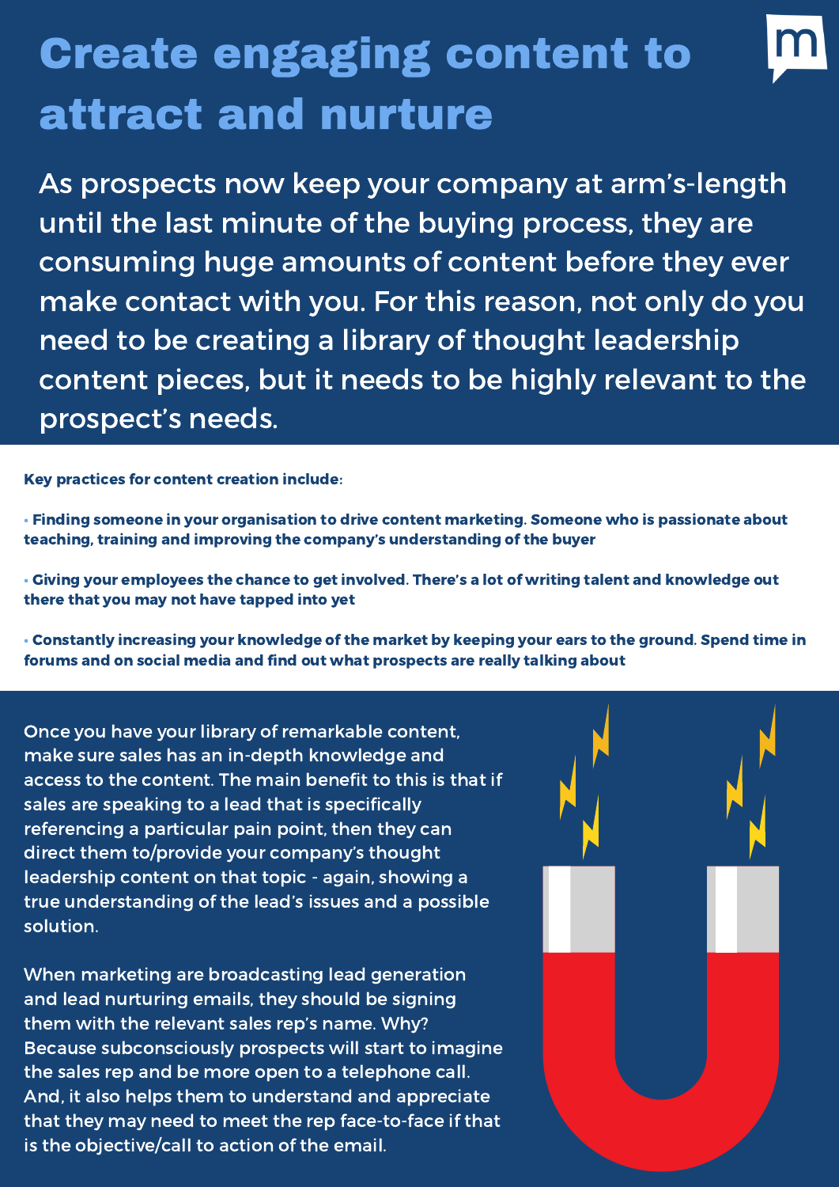# Create engaging content to attract and nurture

As prospects now keep your company at arm's-length until the last minute of the buying process, they are consuming huge amounts of content before they ever make contact with you. For this reason, not only do you need to be creating a library of thought leadership content pieces, but it needs to be highly relevant to the prospect's needs.

**Key practices for content creation include:**

- **Finding someone in your organisation to drive content marketing. Someone who is passionate about teaching, training and improving the company's understanding of the buyer**
- **Giving your employees the chance to get involved. There's a lot of writing talent and knowledge out there that you may not have tapped into yet**
- **Constantly increasing your knowledge of the market by keeping your ears to the ground. Spend time in forums and on social media and find out what prospects are really talking about**

Once you have your library of remarkable content, make sure sales has an in-depth knowledge and access to the content. The main benefit to this is that if sales are speaking to a lead that is specifically referencing a particular pain point, then they can direct them to/provide your company's thought leadership content on that topic - again, showing a true understanding of the lead's issues and a possible solution.

When marketing are broadcasting lead generation and lead nurturing emails, they should be signing them with the relevant sales rep's name. Why? Because subconsciously prospects will start to imagine the sales rep and be more open to a telephone call. And, it also helps them to understand and appreciate that they may need to meet the rep face-to-face if that is the objective/call to action of the email.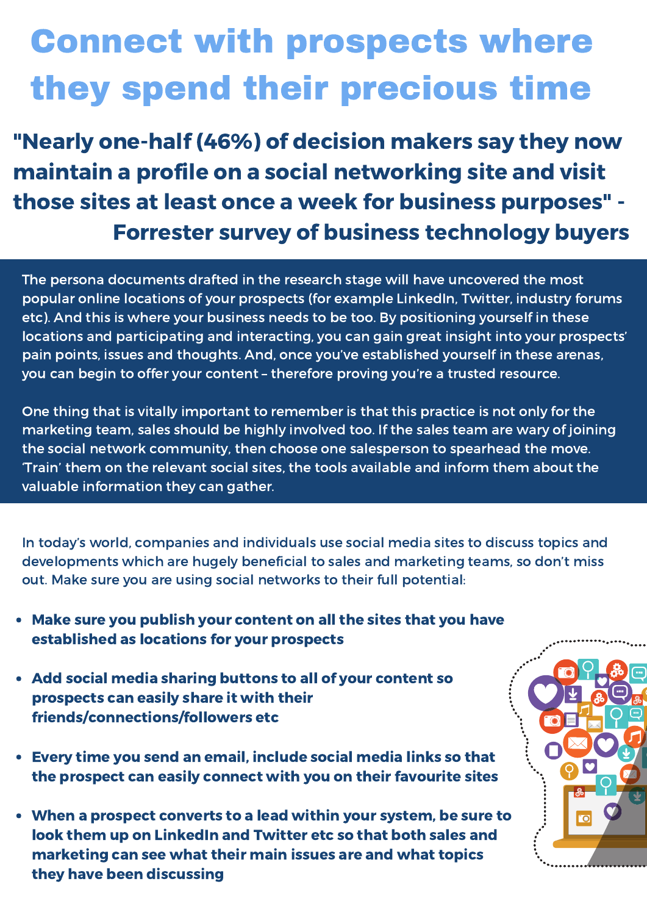# Connect with prospects where they spend their precious time

## "Nearly one-half (46%) of decision makers say they now maintain a profile on a social networking site and visit those sites at least once a week for business purposes" - Forrester survey of business technology buyers

The persona documents drafted in the research stage will have uncovered the most popular online locations of your prospects (for example LinkedIn, Twitter, industry forums etc). And this is where your business needs to be too. By positioning yourself in these locations and participating and interacting, you can gain great insight into your prospects' pain points, issues and thoughts. And, once you've established yourself in these arenas, you can begin to offer your content – therefore proving you're a trusted resource.

One thing that is vitally important to remember is that this practice is not only for the marketing team, sales should be highly involved too. If the sales team are wary of joining the social network community, then choose one salesperson to spearhead the move. 'Train' them on the relevant social sites, the tools available and inform them about the valuable information they can gather.

In today's world, companies and individuals use social media sites to discuss topics and developments which are hugely beneficial to sales and marketing teams, so don't miss out. Make sure you are using social networks to their full potential:

- **Make sure you publish your content on all the sites that you have established as locations for your prospects**
- **Add social media sharing buttons to all of your content so prospects can easily share it with their friends/connections/followers etc**
- **Every time you send an email, include social media links so that the prospect can easily connect with you on their favourite sites**
- **When a prospect converts to a lead within your system, be sure to look them up on LinkedIn and Twitter etc so that both sales and marketing can see what their main issues are and what topics they have been discussing**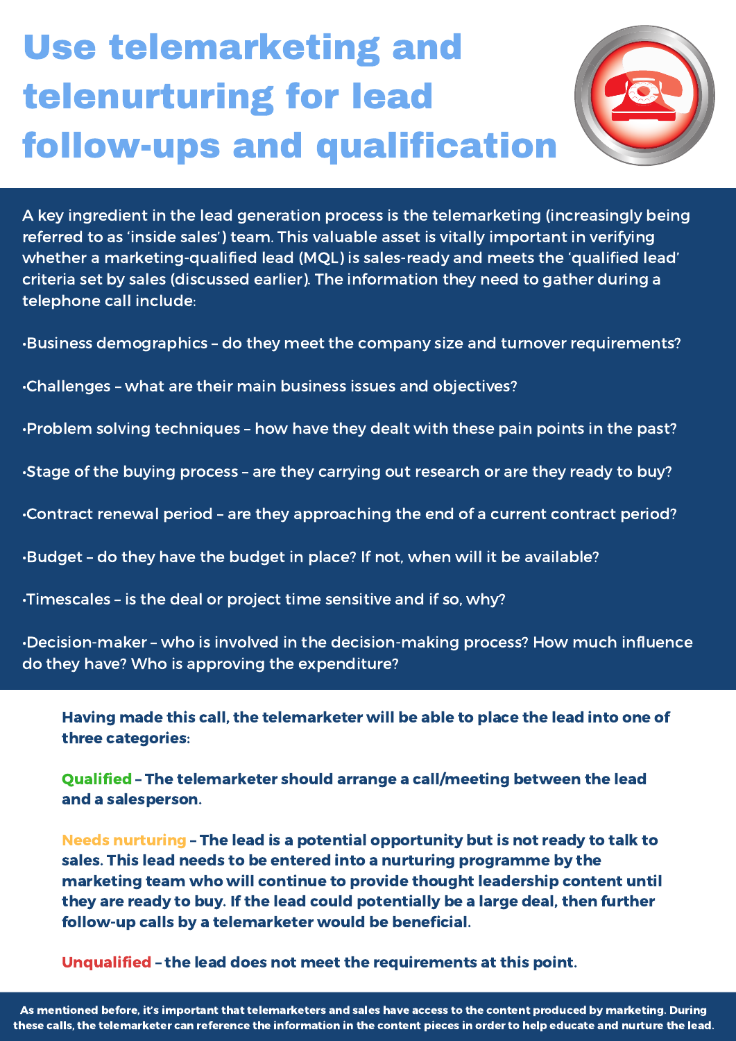# Use telemarketing and telenurturing for lead follow-ups and qualification

A key ingredient in the lead generation process is the telemarketing (increasingly being referred to as 'inside sales') team. This valuable asset is vitally important in verifying whether a marketing-qualified lead (MQL) is sales-ready and meets the 'qualified lead' criteria set by sales (discussed earlier). The information they need to gather during a telephone call include:

- Business demographics – do they meet the company size and turnover requirements?
- Challenges – what are their main business issues and objectives?
- Problem solving techniques – how have they dealt with these pain points in the past?
- Stage of the buying process – are they carrying out research or are they ready to buy?
- Contract renewal period – are they approaching the end of a current contract period?
- Budget – do they have the budget in place? If not, when will it be available?
- Timescales – is the deal or project time sensitive and if so, why?
- Decision-maker – who is involved in the decision-making process? How much influence do they have? Who is approving the expenditure?

**Having made this call, the telemarketer will be able to place the lead into one of three categories:**

**Qualified – The telemarketer should arrange a call/meeting between the lead and a salesperson.**

**Needs nurturing – The lead is a potential opportunity but is not ready to talk to sales. This lead needs to be entered into a nurturing programme by the marketing team who will continue to provide thought leadership content until they are ready to buy. If the lead could potentially be a large deal, then further follow-up calls by a telemarketer would be beneficial.**

**Unqualified – the lead does not meet the requirements at this point.**

**As mentioned before, it's important that telemarketers and sales have access to the content produced by marketing. During these calls, the telemarketer can reference the information in the content pieces in order to help educate and nurture the lead.**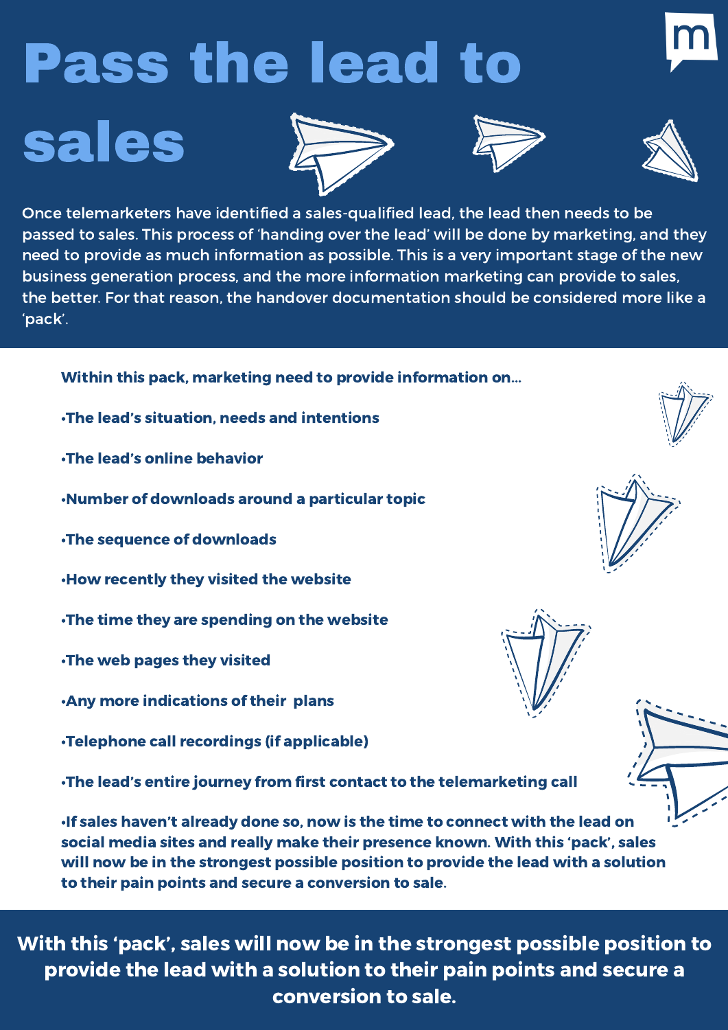# Pass the lead to sales

Once telemarketers have identified a sales-qualified lead, the lead then needs to be passed to sales. This process of 'handing over the lead' will be done by marketing, and they need to provide as much information as possible. This is a very important stage of the new business generation process, and the more information marketing can provide to sales, the better. For that reason, the handover documentation should be considered more like a 'pack'.

**Within this pack, marketing need to provide information on...**

- **The lead's situation, needs and intentions**
- **The lead's online behavior**
- **Number of downloads around a particular topic**
- **The sequence of downloads**
- **How recently they visited the website**
- **The time they are spending on the website**
- **The web pages they visited**
- **Any more indications of their plans**
- **Telephone call recordings (if applicable)**
- **The lead's entire journey from first contact to the telemarketing call**
- **If sales haven't already done so, now is the time to connect with the lead on social media sites and really make their presence known. With this 'pack', sales will now be in the strongest possible position to provide the lead with a solution to their pain points and secure a conversion to sale.**

**With this 'pack', sales will now be in the strongest possible position to provide the lead with a solution to their pain points and secure a conversion to sale.**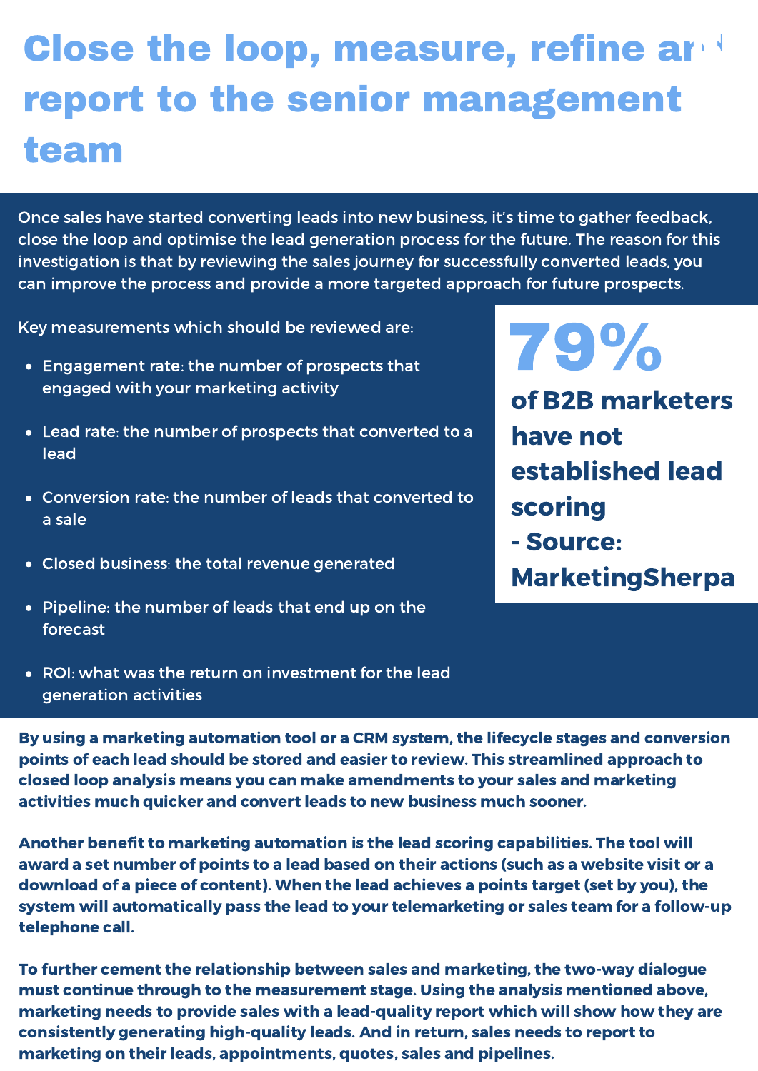# Close the loop, measure, refine and report to the senior management team

Once sales have started converting leads into new business, it's time to gather feedback, close the loop and optimise the lead generation process for the future. The reason for this investigation is that by reviewing the sales journey for successfully converted leads, you can improve the process and provide a more targeted approach for future prospects.

Key measurements which should be reviewed are:

- Engagement rate: the number of prospects that engaged with your marketing activity
- Lead rate: the number of prospects that converted to a lead
- Conversion rate: the number of leads that converted to a sale
- Closed business: the total revenue generated
- Pipeline: the number of leads that end up on the forecast
- ROI: what was the return on investment for the lead generation activities

**79%**

**of B2B marketers have not established lead scoring - Source: MarketingSherpa**

**By using a marketing automation tool or a CRM system, the lifecycle stages and conversion points of each lead should be stored and easier to review. This streamlined approach to closed loop analysis means you can make amendments to your sales and marketing activities much quicker and convert leads to new business much sooner.**

**Another benefit to marketing automation is the lead scoring capabilities. The tool will award a set number of points to a lead based on their actions (such as a website visit or a download of a piece of content). When the lead achieves a points target (set by you), the system will automatically pass the lead to your telemarketing or sales team for a follow-up telephone call.**

**To further cement the relationship between sales and marketing, the two-way dialogue must continue through to the measurement stage. Using the analysis mentioned above, marketing needs to provide sales with a lead-quality report which will show how they are consistently generating high-quality leads. And in return, sales needs to report to marketing on their leads, appointments, quotes, sales and pipelines.**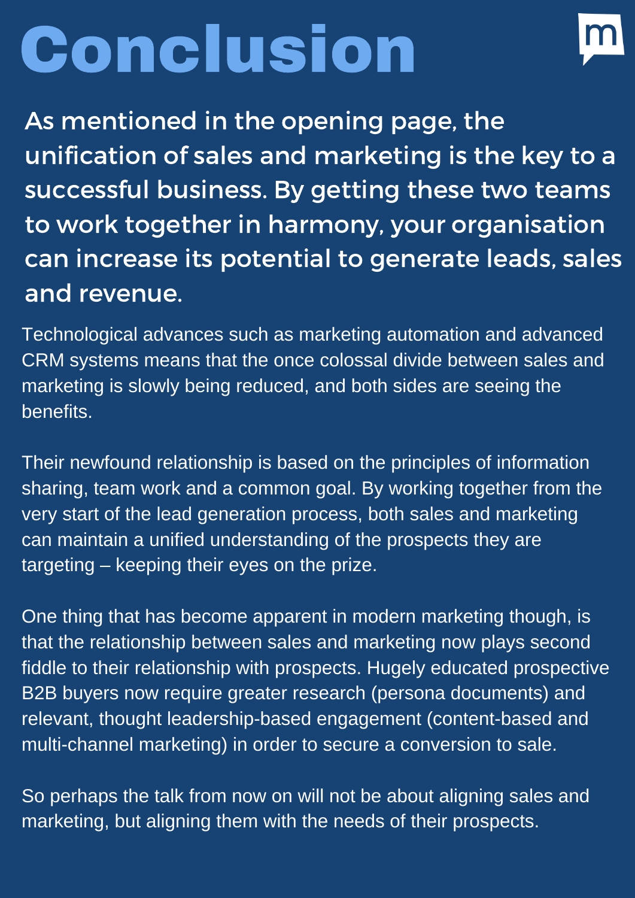# Conclusion

**As mentioned in the opening page, the unification of sales and marketing is the key to a successful business. By getting these two teams to work together in harmony, your organisation can increase its potential to generate leads, sales and revenue.**

Technological advances such as marketing automation and advanced CRM systems means that the once colossal divide between sales and marketing is slowly being reduced, and both sides are seeing the benefits.

Their newfound relationship is based on the principles of information sharing, team work and a common goal. By working together from the very start of the lead generation process, both sales and marketing can maintain a unified understanding of the prospects they are targeting – keeping their eyes on the prize.

One thing that has become apparent in modern marketing though, is that the relationship between sales and marketing now plays second fiddle to their relationship with prospects. Hugely educated prospective B2B buyers now require greater research (persona documents) and relevant, thought leadership-based engagement (content-based and multi-channel marketing) in order to secure a conversion to sale.

So perhaps the talk from now on will not be about aligning sales and marketing, but aligning them with the needs of their prospects.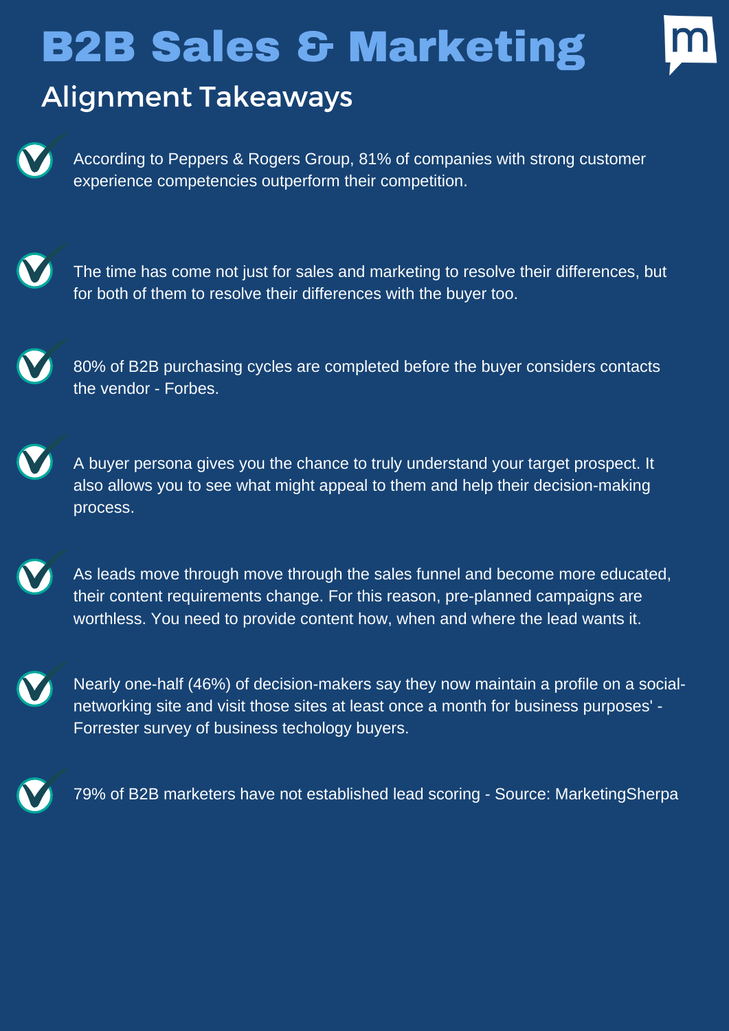# B2B Sales & Marketing

## Alignment Takeaways

- According to Peppers & Rogers Group, 81% of companies with strong customer experience competencies outperform their competition.
- The time has come not just for sales and marketing to resolve their differences, but for both of them to resolve their differences with the buyer too.
- 80% of B2B purchasing cycles are completed before the buyer considers contacts the vendor - Forbes.
- A buyer persona gives you the chance to truly understand your target prospect. It also allows you to see what might appeal to them and help their decision-making process.
- As leads move through move through the sales funnel and become more educated, their content requirements change. For this reason, pre-planned campaigns are worthless. You need to provide content how, when and where the lead wants it.
- Nearly one-half (46%) of decision-makers say they now maintain a profile on a social-networking site and visit those sites at least once a month for business purposes' - Forrester survey of business techology buyers.
- 79% of B2B marketers have not established lead scoring - Source: MarketingSherpa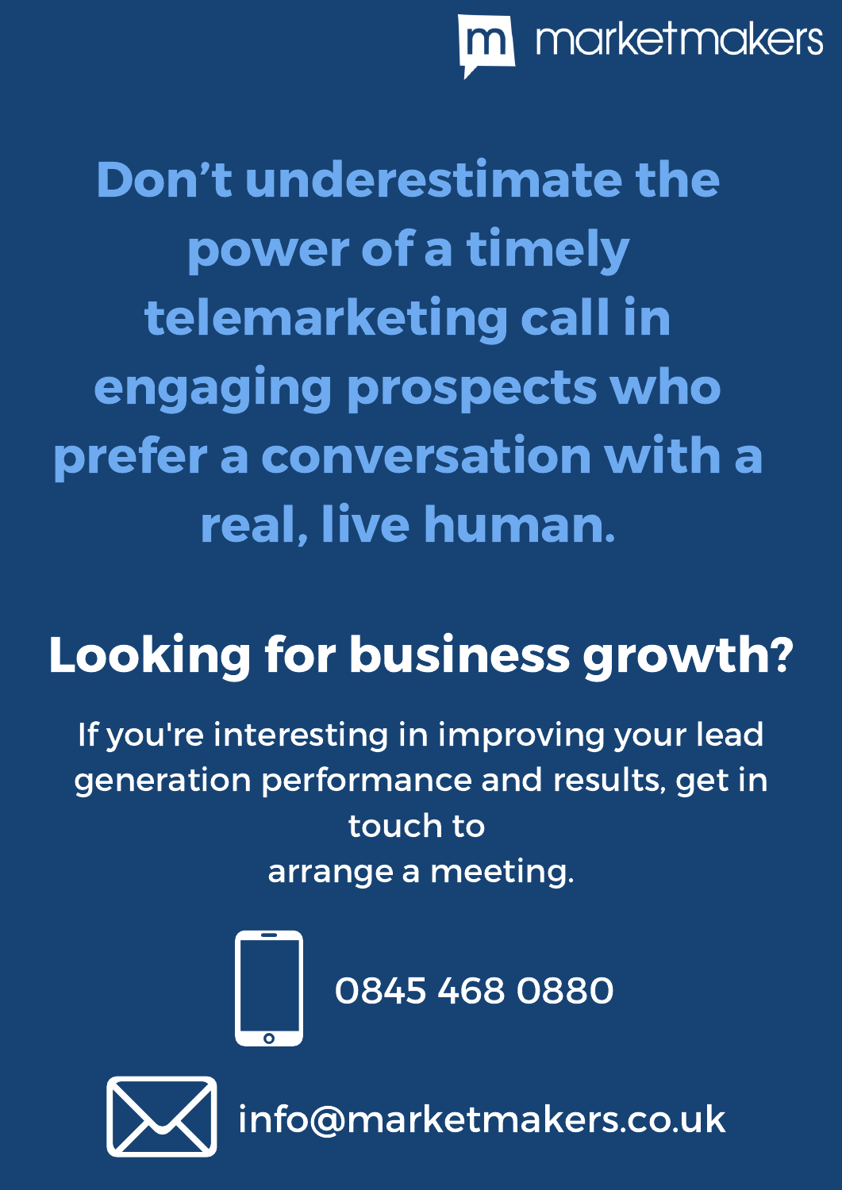marketmakers

## Don’t underestimate the power of a timely telemarketing call in engaging prospects who prefer a conversation with a real, live human.

## Looking for business growth?

If you're interesting in improving your lead generation performance and results, get in touch to
arrange a meeting.

0845 468 0880

info@marketmakers.co.uk